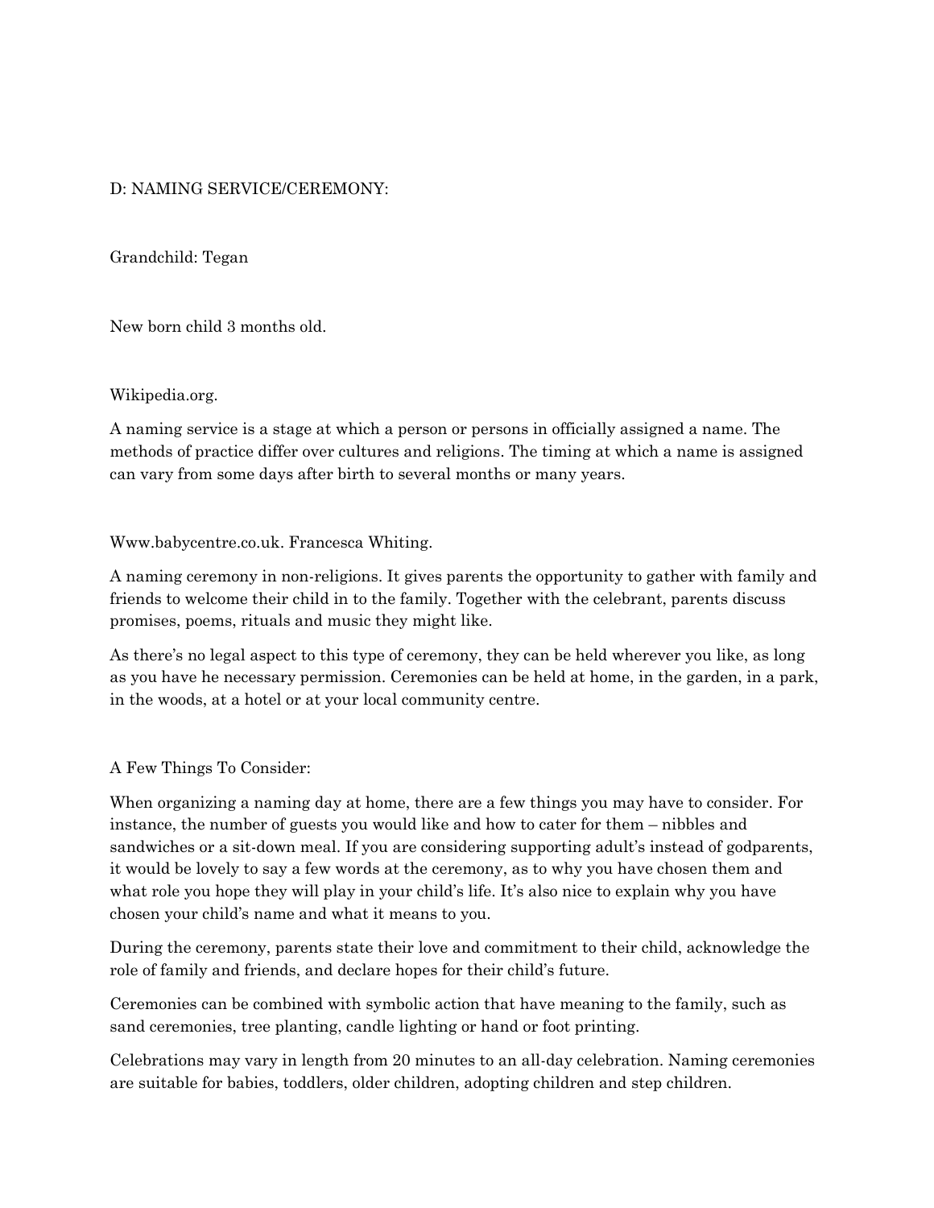D: NAMING SERVICE/CEREMONY:

Grandchild: Tegan

New born child 3 months old.

Wikipedia.org.

A naming service is a stage at which a person or persons in officially assigned a name. The methods of practice differ over cultures and religions. The timing at which a name is assigned can vary from some days after birth to several months or many years.

Www.babycentre.co.uk. Francesca Whiting.

A naming ceremony in non-religions. It gives parents the opportunity to gather with family and friends to welcome their child in to the family. Together with the celebrant, parents discuss promises, poems, rituals and music they might like.

As there's no legal aspect to this type of ceremony, they can be held wherever you like, as long as you have he necessary permission. Ceremonies can be held at home, in the garden, in a park, in the woods, at a hotel or at your local community centre.

A Few Things To Consider:

When organizing a naming day at home, there are a few things you may have to consider. For instance, the number of guests you would like and how to cater for them – nibbles and sandwiches or a sit-down meal. If you are considering supporting adult's instead of godparents, it would be lovely to say a few words at the ceremony, as to why you have chosen them and what role you hope they will play in your child's life. It's also nice to explain why you have chosen your child's name and what it means to you.

During the ceremony, parents state their love and commitment to their child, acknowledge the role of family and friends, and declare hopes for their child's future.

Ceremonies can be combined with symbolic action that have meaning to the family, such as sand ceremonies, tree planting, candle lighting or hand or foot printing.

Celebrations may vary in length from 20 minutes to an all-day celebration. Naming ceremonies are suitable for babies, toddlers, older children, adopting children and step children.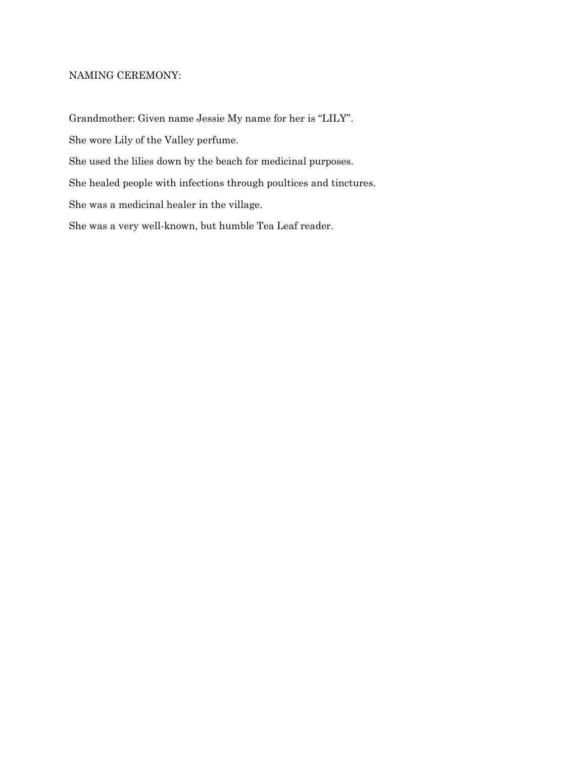NAMING CEREMONY:

Grandmother: Given name Jessie My name for her is “LILY”.

She wore Lily of the Valley perfume.

She used the lilies down by the beach for medicinal purposes.

She healed people with infections through poultices and tinctures.

She was a medicinal healer in the village.

She was a very well-known, but humble Tea Leaf reader.